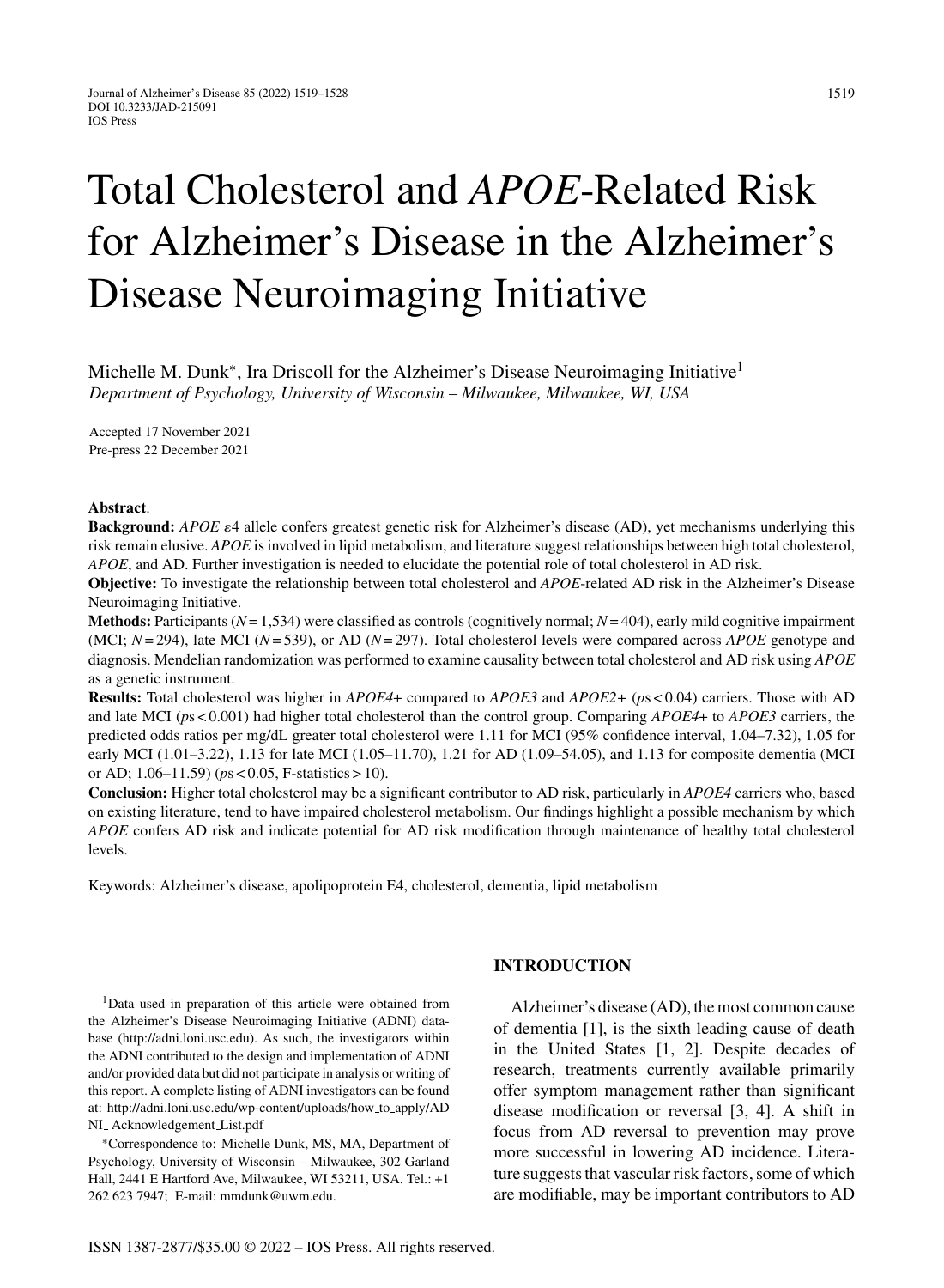# Total Cholesterol and *APOE*-Related Risk for Alzheimer's Disease in the Alzheimer's Disease Neuroimaging Initiative

Michelle M. Dunk*, Ira Driscoll for the Alzheimer's Disease Neuroimaging Initiative[1]

*Department of Psychology, University of Wisconsin – Milwaukee, Milwaukee, WI, USA*

Accepted 17 November 2021

Pre-press 22 December 2021

**Abstract**.

**Background:** *APOE* ε4 allele confers greatest genetic risk for Alzheimer's disease (AD), yet mechanisms underlying this risk remain elusive. *APOE* is involved in lipid metabolism, and literature suggest relationships between high total cholesterol, *APOE*, and AD. Further investigation is needed to elucidate the potential role of total cholesterol in AD risk.

**Objective:** To investigate the relationship between total cholesterol and *APOE*-related AD risk in the Alzheimer's Disease Neuroimaging Initiative.

**Methods:** Participants ($N = 1{,}534$) were classified as controls (cognitively normal; $N = 404$), early mild cognitive impairment (MCI; $N = 294$), late MCI ($N = 539$), or AD ($N = 297$). Total cholesterol levels were compared across *APOE* genotype and diagnosis. Mendelian randomization was performed to examine causality between total cholesterol and AD risk using *APOE* as a genetic instrument.

**Results:** Total cholesterol was higher in *APOE4+* compared to *APOE3* and *APOE2+* ($ps < 0.04$) carriers. Those with AD and late MCI ($ps < 0.001$) had higher total cholesterol than the control group. Comparing *APOE4+* to *APOE3* carriers, the predicted odds ratios per mg/dL greater total cholesterol were 1.11 for MCI (95% confidence interval, 1.04–7.32), 1.05 for early MCI (1.01–3.22), 1.13 for late MCI (1.05–11.70), 1.21 for AD (1.09–54.05), and 1.13 for composite dementia (MCI or AD; 1.06–11.59) ($ps < 0.05$, F-statistics > 10).

**Conclusion:** Higher total cholesterol may be a significant contributor to AD risk, particularly in *APOE4* carriers who, based on existing literature, tend to have impaired cholesterol metabolism. Our findings highlight a possible mechanism by which *APOE* confers AD risk and indicate potential for AD risk modification through maintenance of healthy total cholesterol levels.

Keywords: Alzheimer's disease, apolipoprotein E4, cholesterol, dementia, lipid metabolism

## INTRODUCTION

Alzheimer's disease (AD), the most common cause of dementia [1], is the sixth leading cause of death in the United States [1, 2]. Despite decades of research, treatments currently available primarily offer symptom management rather than significant disease modification or reversal [3, 4]. A shift in focus from AD reversal to prevention may prove more successful in lowering AD incidence. Literature suggests that vascular risk factors, some of which are modifiable, may be important contributors to AD

---

[1]Data used in preparation of this article were obtained from the Alzheimer's Disease Neuroimaging Initiative (ADNI) database (http://adni.loni.usc.edu). As such, the investigators within the ADNI contributed to the design and implementation of ADNI and/or provided data but did not participate in analysis or writing of this report. A complete listing of ADNI investigators can be found at: http://adni.loni.usc.edu/wp-content/uploads/how_to_apply/ADNI_Acknowledgement_List.pdf

*Correspondence to: Michelle Dunk, MS, MA, Department of Psychology, University of Wisconsin – Milwaukee, 302 Garland Hall, 2441 E Hartford Ave, Milwaukee, WI 53211, USA. Tel.: +1 262 623 7947; E-mail: mmdunk@uwm.edu.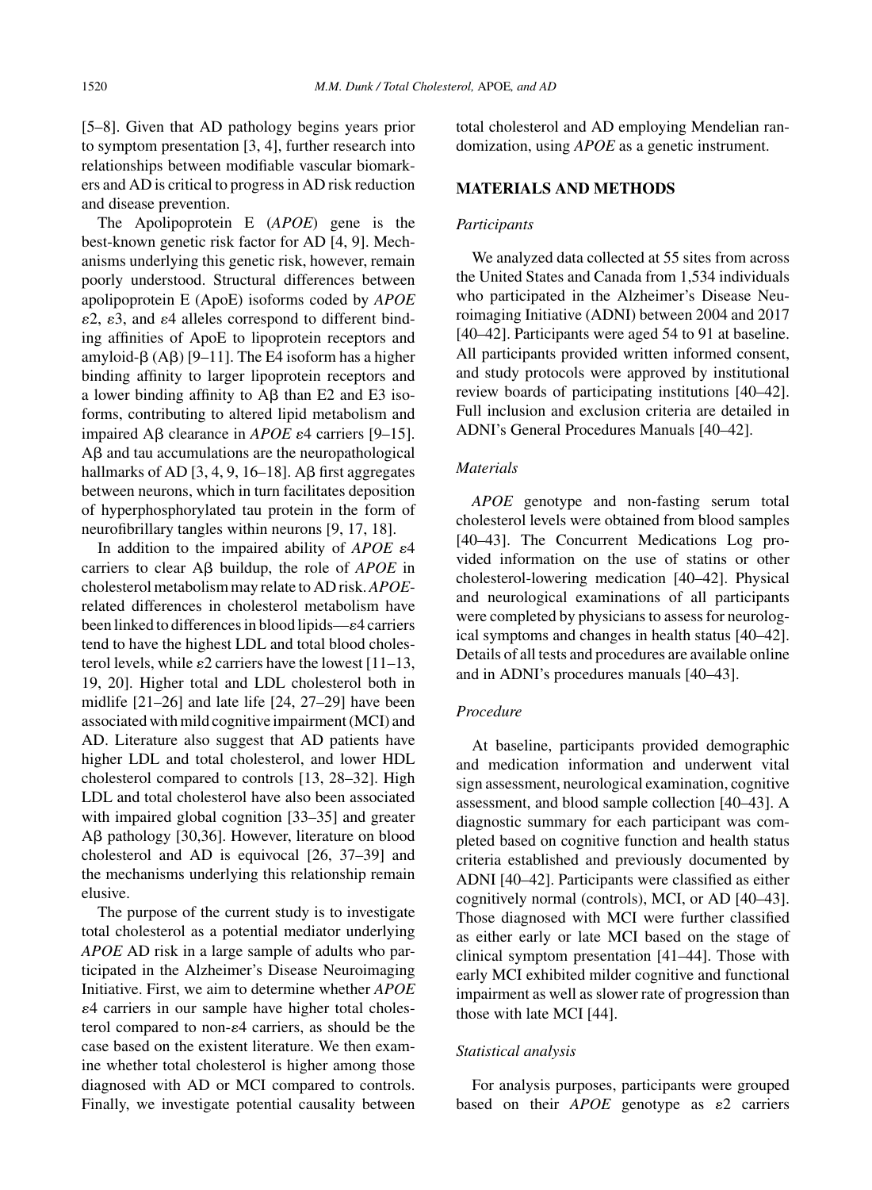[5–8]. Given that AD pathology begins years prior to symptom presentation [3, 4], further research into relationships between modifiable vascular biomarkers and AD is critical to progress in AD risk reduction and disease prevention.

The Apolipoprotein E (*APOE*) gene is the best-known genetic risk factor for AD [4, 9]. Mechanisms underlying this genetic risk, however, remain poorly understood. Structural differences between apolipoprotein E (ApoE) isoforms coded by *APOE* $\varepsilon 2$, $\varepsilon 3$, and $\varepsilon 4$ alleles correspond to different binding affinities of ApoE to lipoprotein receptors and amyloid-β (Aβ) [9–11]. The E4 isoform has a higher binding affinity to larger lipoprotein receptors and a lower binding affinity to Aβ than E2 and E3 isoforms, contributing to altered lipid metabolism and impaired Aβ clearance in *APOE* $\varepsilon 4$ carriers [9–15]. Aβ and tau accumulations are the neuropathological hallmarks of AD [3, 4, 9, 16–18]. Aβ first aggregates between neurons, which in turn facilitates deposition of hyperphosphorylated tau protein in the form of neurofibrillary tangles within neurons [9, 17, 18].

In addition to the impaired ability of *APOE* $\varepsilon 4$ carriers to clear Aβ buildup, the role of *APOE* in cholesterol metabolism may relate to AD risk. *APOE*-related differences in cholesterol metabolism have been linked to differences in blood lipids—$\varepsilon 4$ carriers tend to have the highest LDL and total blood cholesterol levels, while $\varepsilon 2$ carriers have the lowest [11–13, 19, 20]. Higher total and LDL cholesterol both in midlife [21–26] and late life [24, 27–29] have been associated with mild cognitive impairment (MCI) and AD. Literature also suggest that AD patients have higher LDL and total cholesterol, and lower HDL cholesterol compared to controls [13, 28–32]. High LDL and total cholesterol have also been associated with impaired global cognition [33–35] and greater Aβ pathology [30,36]. However, literature on blood cholesterol and AD is equivocal [26, 37–39] and the mechanisms underlying this relationship remain elusive.

The purpose of the current study is to investigate total cholesterol as a potential mediator underlying *APOE* AD risk in a large sample of adults who participated in the Alzheimer's Disease Neuroimaging Initiative. First, we aim to determine whether *APOE* $\varepsilon 4$ carriers in our sample have higher total cholesterol compared to non-$\varepsilon 4$ carriers, as should be the case based on the existent literature. We then examine whether total cholesterol is higher among those diagnosed with AD or MCI compared to controls. Finally, we investigate potential causality between total cholesterol and AD employing Mendelian randomization, using *APOE* as a genetic instrument.

## MATERIALS AND METHODS

### *Participants*

We analyzed data collected at 55 sites from across the United States and Canada from 1,534 individuals who participated in the Alzheimer's Disease Neuroimaging Initiative (ADNI) between 2004 and 2017 [40–42]. Participants were aged 54 to 91 at baseline. All participants provided written informed consent, and study protocols were approved by institutional review boards of participating institutions [40–42]. Full inclusion and exclusion criteria are detailed in ADNI's General Procedures Manuals [40–42].

### *Materials*

*APOE* genotype and non-fasting serum total cholesterol levels were obtained from blood samples [40–43]. The Concurrent Medications Log provided information on the use of statins or other cholesterol-lowering medication [40–42]. Physical and neurological examinations of all participants were completed by physicians to assess for neurological symptoms and changes in health status [40–42]. Details of all tests and procedures are available online and in ADNI's procedures manuals [40–43].

### *Procedure*

At baseline, participants provided demographic and medication information and underwent vital sign assessment, neurological examination, cognitive assessment, and blood sample collection [40–43]. A diagnostic summary for each participant was completed based on cognitive function and health status criteria established and previously documented by ADNI [40–42]. Participants were classified as either cognitively normal (controls), MCI, or AD [40–43]. Those diagnosed with MCI were further classified as either early or late MCI based on the stage of clinical symptom presentation [41–44]. Those with early MCI exhibited milder cognitive and functional impairment as well as slower rate of progression than those with late MCI [44].

### *Statistical analysis*

For analysis purposes, participants were grouped based on their *APOE* genotype as $\varepsilon 2$ carriers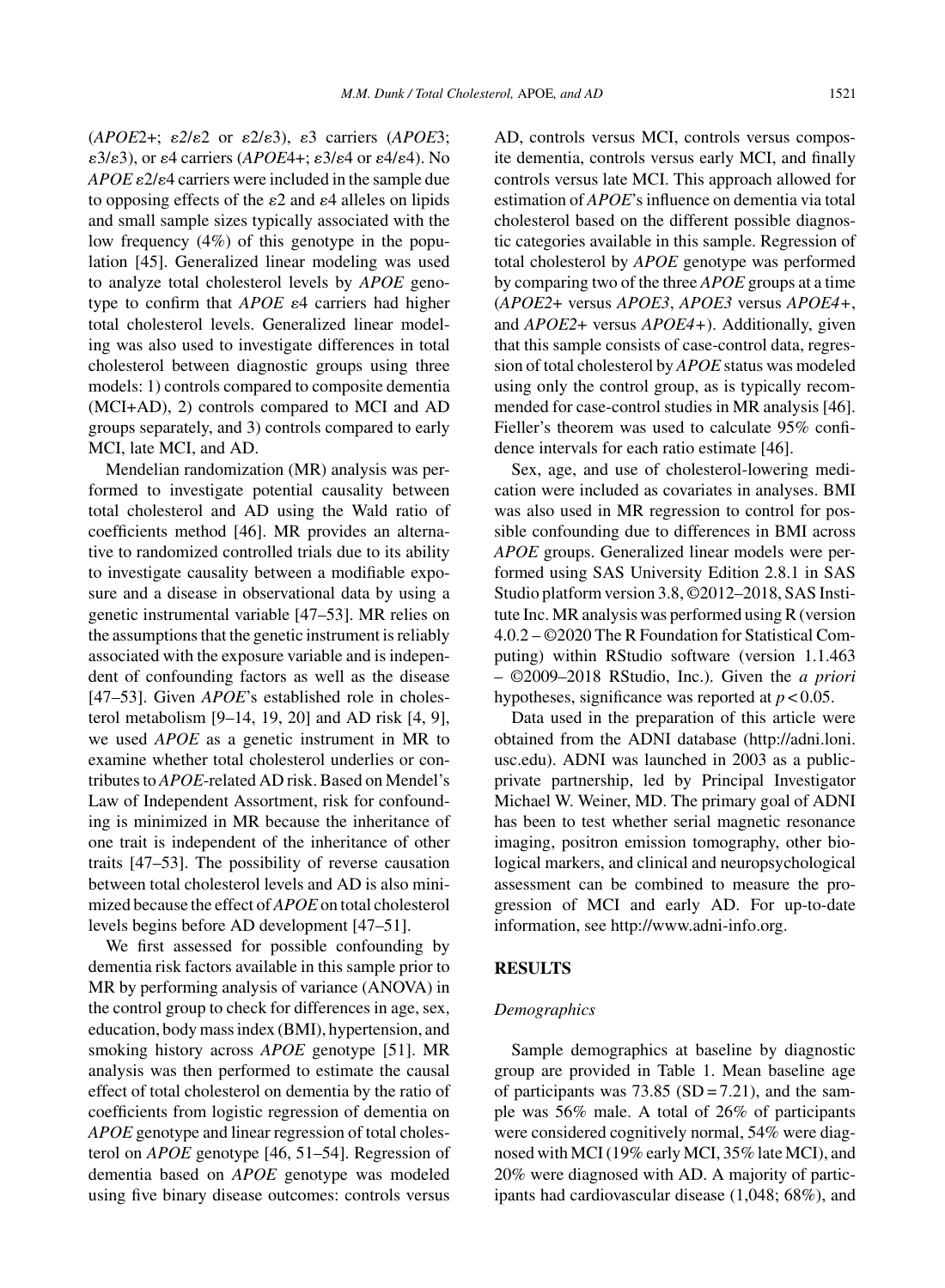(*APOE*2+; ε2/ε2 or ε2/ε3), ε3 carriers (*APOE*3; ε3/ε3), or ε4 carriers (*APOE*4+; ε3/ε4 or ε4/ε4). No *APOE* ε2/ε4 carriers were included in the sample due to opposing effects of the ε2 and ε4 alleles on lipids and small sample sizes typically associated with the low frequency (4%) of this genotype in the population [45]. Generalized linear modeling was used to analyze total cholesterol levels by *APOE* genotype to confirm that *APOE* ε4 carriers had higher total cholesterol levels. Generalized linear modeling was also used to investigate differences in total cholesterol between diagnostic groups using three models: 1) controls compared to composite dementia (MCI+AD), 2) controls compared to MCI and AD groups separately, and 3) controls compared to early MCI, late MCI, and AD.

Mendelian randomization (MR) analysis was performed to investigate potential causality between total cholesterol and AD using the Wald ratio of coefficients method [46]. MR provides an alternative to randomized controlled trials due to its ability to investigate causality between a modifiable exposure and a disease in observational data by using a genetic instrumental variable [47–53]. MR relies on the assumptions that the genetic instrument is reliably associated with the exposure variable and is independent of confounding factors as well as the disease [47–53]. Given *APOE*'s established role in cholesterol metabolism [9–14, 19, 20] and AD risk [4, 9], we used *APOE* as a genetic instrument in MR to examine whether total cholesterol underlies or contributes to *APOE*-related AD risk. Based on Mendel's Law of Independent Assortment, risk for confounding is minimized in MR because the inheritance of one trait is independent of the inheritance of other traits [47–53]. The possibility of reverse causation between total cholesterol levels and AD is also minimized because the effect of *APOE* on total cholesterol levels begins before AD development [47–51].

We first assessed for possible confounding by dementia risk factors available in this sample prior to MR by performing analysis of variance (ANOVA) in the control group to check for differences in age, sex, education, body mass index (BMI), hypertension, and smoking history across *APOE* genotype [51]. MR analysis was then performed to estimate the causal effect of total cholesterol on dementia by the ratio of coefficients from logistic regression of dementia on *APOE* genotype and linear regression of total cholesterol on *APOE* genotype [46, 51–54]. Regression of dementia based on *APOE* genotype was modeled using five binary disease outcomes: controls versus AD, controls versus MCI, controls versus composite dementia, controls versus early MCI, and finally controls versus late MCI. This approach allowed for estimation of *APOE*'s influence on dementia via total cholesterol based on the different possible diagnostic categories available in this sample. Regression of total cholesterol by *APOE* genotype was performed by comparing two of the three *APOE* groups at a time (*APOE2*+ versus *APOE3*, *APOE3* versus *APOE4+*, and *APOE2*+ versus *APOE4+*). Additionally, given that this sample consists of case-control data, regression of total cholesterol by *APOE* status was modeled using only the control group, as is typically recommended for case-control studies in MR analysis [46]. Fieller's theorem was used to calculate 95% confidence intervals for each ratio estimate [46].

Sex, age, and use of cholesterol-lowering medication were included as covariates in analyses. BMI was also used in MR regression to control for possible confounding due to differences in BMI across *APOE* groups. Generalized linear models were performed using SAS University Edition 2.8.1 in SAS Studio platform version 3.8, ©2012–2018, SAS Institute Inc. MR analysis was performed using R (version 4.0.2 – ©2020 The R Foundation for Statistical Computing) within RStudio software (version 1.1.463 – ©2009–2018 RStudio, Inc.). Given the *a priori* hypotheses, significance was reported at $p < 0.05$.

Data used in the preparation of this article were obtained from the ADNI database (http://adni.loni.usc.edu). ADNI was launched in 2003 as a public-private partnership, led by Principal Investigator Michael W. Weiner, MD. The primary goal of ADNI has been to test whether serial magnetic resonance imaging, positron emission tomography, other biological markers, and clinical and neuropsychological assessment can be combined to measure the progression of MCI and early AD. For up-to-date information, see http://www.adni-info.org.

## RESULTS

### *Demographics*

Sample demographics at baseline by diagnostic group are provided in Table 1. Mean baseline age of participants was 73.85 (SD = 7.21), and the sample was 56% male. A total of 26% of participants were considered cognitively normal, 54% were diagnosed with MCI (19% early MCI, 35% late MCI), and 20% were diagnosed with AD. A majority of participants had cardiovascular disease (1,048; 68%), and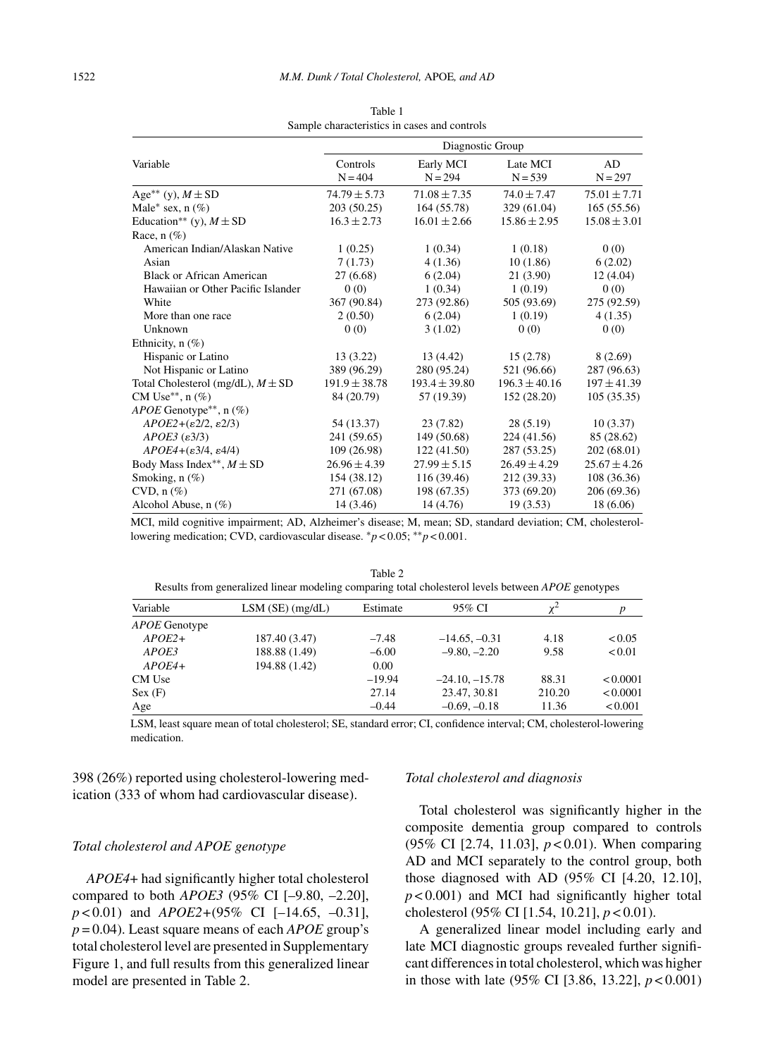Table 1
Sample characteristics in cases and controls

| Variable | Diagnostic Group | | | |
|---|---|---|---|---|
| | Controls N = 404 | Early MCI N = 294 | Late MCI N = 539 | AD N = 297 |
| Age** (y), $M \pm SD$ | 74.79 ± 5.73 | 71.08 ± 7.35 | 74.0 ± 7.47 | 75.01 ± 7.71 |
| Male* sex, n (%) | 203 (50.25) | 164 (55.78) | 329 (61.04) | 165 (55.56) |
| Education** (y), $M \pm SD$ | 16.3 ± 2.73 | 16.01 ± 2.66 | 15.86 ± 2.95 | 15.08 ± 3.01 |
| Race, n (%) | | | | |
| American Indian/Alaskan Native | 1 (0.25) | 1 (0.34) | 1 (0.18) | 0 (0) |
| Asian | 7 (1.73) | 4 (1.36) | 10 (1.86) | 6 (2.02) |
| Black or African American | 27 (6.68) | 6 (2.04) | 21 (3.90) | 12 (4.04) |
| Hawaiian or Other Pacific Islander | 0 (0) | 1 (0.34) | 1 (0.19) | 0 (0) |
| White | 367 (90.84) | 273 (92.86) | 505 (93.69) | 275 (92.59) |
| More than one race | 2 (0.50) | 6 (2.04) | 1 (0.19) | 4 (1.35) |
| Unknown | 0 (0) | 3 (1.02) | 0 (0) | 0 (0) |
| Ethnicity, n (%) | | | | |
| Hispanic or Latino | 13 (3.22) | 13 (4.42) | 15 (2.78) | 8 (2.69) |
| Not Hispanic or Latino | 389 (96.29) | 280 (95.24) | 521 (96.66) | 287 (96.63) |
| Total Cholesterol (mg/dL), $M \pm SD$ | 191.9 ± 38.78 | 193.4 ± 39.80 | 196.3 ± 40.16 | 197 ± 41.39 |
| CM Use**, n (%) | 84 (20.79) | 57 (19.39) | 152 (28.20) | 105 (35.35) |
| *APOE* Genotype**, n (%) | | | | |
| *APOE2+*(ε2/2, ε2/3) | 54 (13.37) | 23 (7.82) | 28 (5.19) | 10 (3.37) |
| *APOE3* (ε3/3) | 241 (59.65) | 149 (50.68) | 224 (41.56) | 85 (28.62) |
| *APOE4+*(ε3/4, ε4/4) | 109 (26.98) | 122 (41.50) | 287 (53.25) | 202 (68.01) |
| Body Mass Index**, $M \pm SD$ | 26.96 ± 4.39 | 27.99 ± 5.15 | 26.49 ± 4.29 | 25.67 ± 4.26 |
| Smoking, n (%) | 154 (38.12) | 116 (39.46) | 212 (39.33) | 108 (36.36) |
| CVD, n (%) | 271 (67.08) | 198 (67.35) | 373 (69.20) | 206 (69.36) |
| Alcohol Abuse, n (%) | 14 (3.46) | 14 (4.76) | 19 (3.53) | 18 (6.06) |

MCI, mild cognitive impairment; AD, Alzheimer's disease; M, mean; SD, standard deviation; CM, cholesterol-lowering medication; CVD, cardiovascular disease. \*$p < 0.05$; \*\*$p < 0.001$.

Table 2
Results from generalized linear modeling comparing total cholesterol levels between *APOE* genotypes

| Variable | LSM (SE) (mg/dL) | Estimate | 95% CI | $\chi^2$ | $p$ |
|---|---|---|---|---|---|
| *APOE* Genotype | | | | | |
| *APOE2+* | 187.40 (3.47) | −7.48 | −14.65, −0.31 | 4.18 | <0.05 |
| *APOE3* | 188.88 (1.49) | −6.00 | −9.80, −2.20 | 9.58 | <0.01 |
| *APOE4+* | 194.88 (1.42) | 0.00 | | | |
| CM Use | | −19.94 | −24.10, −15.78 | 88.31 | <0.0001 |
| Sex (F) | | 27.14 | 23.47, 30.81 | 210.20 | <0.0001 |
| Age | | −0.44 | −0.69, −0.18 | 11.36 | <0.001 |

LSM, least square mean of total cholesterol; SE, standard error; CI, confidence interval; CM, cholesterol-lowering medication.

398 (26%) reported using cholesterol-lowering medication (333 of whom had cardiovascular disease).

### *Total cholesterol and APOE genotype*

*APOE4+* had significantly higher total cholesterol compared to both *APOE3* (95% CI [–9.80, –2.20], $p < 0.01$) and *APOE2+*(95% CI [–14.65, –0.31], $p = 0.04$). Least square means of each *APOE* group's total cholesterol level are presented in Supplementary Figure 1, and full results from this generalized linear model are presented in Table 2.

### *Total cholesterol and diagnosis*

Total cholesterol was significantly higher in the composite dementia group compared to controls (95% CI [2.74, 11.03], $p < 0.01$). When comparing AD and MCI separately to the control group, both those diagnosed with AD (95% CI [4.20, 12.10], $p < 0.001$) and MCI had significantly higher total cholesterol (95% CI [1.54, 10.21], $p < 0.01$).

A generalized linear model including early and late MCI diagnostic groups revealed further significant differences in total cholesterol, which was higher in those with late (95% CI [3.86, 13.22], $p < 0.001$)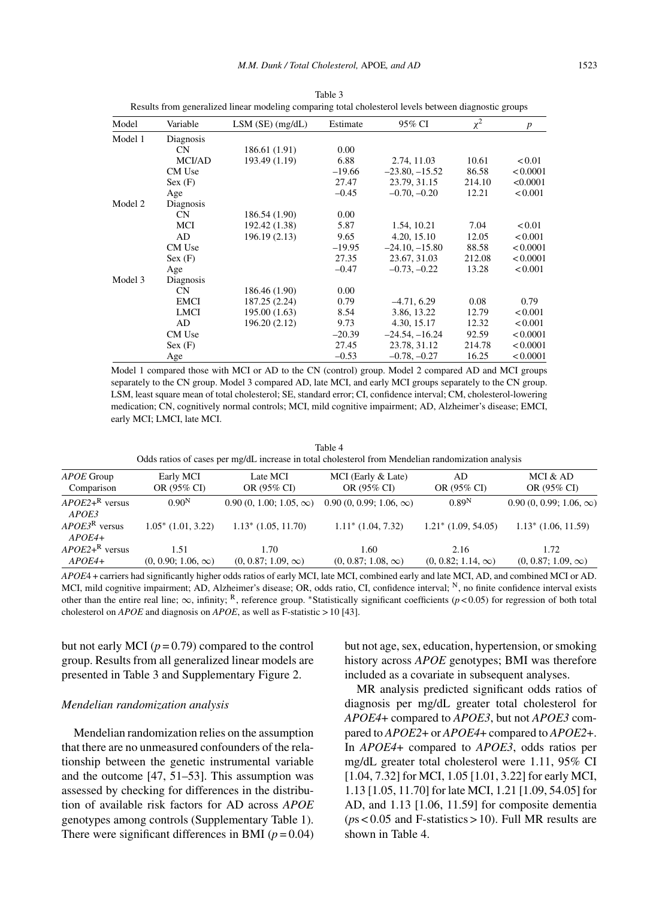Table 3
Results from generalized linear modeling comparing total cholesterol levels between diagnostic groups

| Model | Variable | LSM (SE) (mg/dL) | Estimate | 95% CI | $\chi^2$ | $p$ |
|---|---|---|---|---|---|---|
| Model 1 | Diagnosis | | | | | |
| | CN | 186.61 (1.91) | 0.00 | | | |
| | MCI/AD | 193.49 (1.19) | 6.88 | 2.74, 11.03 | 10.61 | < 0.01 |
| | CM Use | | –19.66 | –23.80, –15.52 | 86.58 | < 0.0001 |
| | Sex (F) | | 27.47 | 23.79, 31.15 | 214.10 | <0.0001 |
| | Age | | –0.45 | –0.70, –0.20 | 12.21 | < 0.001 |
| Model 2 | Diagnosis | | | | | |
| | CN | 186.54 (1.90) | 0.00 | | | |
| | MCI | 192.42 (1.38) | 5.87 | 1.54, 10.21 | 7.04 | < 0.01 |
| | AD | 196.19 (2.13) | 9.65 | 4.20, 15.10 | 12.05 | < 0.001 |
| | CM Use | | –19.95 | –24.10, –15.80 | 88.58 | < 0.0001 |
| | Sex (F) | | 27.35 | 23.67, 31.03 | 212.08 | < 0.0001 |
| | Age | | –0.47 | –0.73, –0.22 | 13.28 | < 0.001 |
| Model 3 | Diagnosis | | | | | |
| | CN | 186.46 (1.90) | 0.00 | | | |
| | EMCI | 187.25 (2.24) | 0.79 | –4.71, 6.29 | 0.08 | 0.79 |
| | LMCI | 195.00 (1.63) | 8.54 | 3.86, 13.22 | 12.79 | < 0.001 |
| | AD | 196.20 (2.12) | 9.73 | 4.30, 15.17 | 12.32 | < 0.001 |
| | CM Use | | –20.39 | –24.54, –16.24 | 92.59 | < 0.0001 |
| | Sex (F) | | 27.45 | 23.78, 31.12 | 214.78 | < 0.0001 |
| | Age | | –0.53 | –0.78, –0.27 | 16.25 | < 0.0001 |

Model 1 compared those with MCI or AD to the CN (control) group. Model 2 compared AD and MCI groups separately to the CN group. Model 3 compared AD, late MCI, and early MCI groups separately to the CN group. LSM, least square mean of total cholesterol; SE, standard error; CI, confidence interval; CM, cholesterol-lowering medication; CN, cognitively normal controls; MCI, mild cognitive impairment; AD, Alzheimer's disease; EMCI, early MCI; LMCI, late MCI.

Table 4
Odds ratios of cases per mg/dL increase in total cholesterol from Mendelian randomization analysis

| *APOE* Group Comparison | Early MCI OR (95% CI) | Late MCI OR (95% CI) | MCI (Early & Late) OR (95% CI) | AD OR (95% CI) | MCI & AD OR (95% CI) |
|---|---|---|---|---|---|
| *APOE2*+[R] versus *APOE3* | 0.90[N] | 0.90 (0, 1.00; 1.05, $\infty$) | 0.90 (0, 0.99; 1.06, $\infty$) | 0.89[N] | 0.90 (0, 0.99; 1.06, $\infty$) |
| *APOE3*[R] versus *APOE4*+ | 1.05* (1.01, 3.22) | 1.13* (1.05, 11.70) | 1.11* (1.04, 7.32) | 1.21* (1.09, 54.05) | 1.13* (1.06, 11.59) |
| *APOE2*+[R] versus *APOE4*+ | 1.51 (0, 0.90; 1.06, $\infty$) | 1.70 (0, 0.87; 1.09, $\infty$) | 1.60 (0, 0.87; 1.08, $\infty$) | 2.16 (0, 0.82; 1.14, $\infty$) | 1.72 (0, 0.87; 1.09, $\infty$) |

*APOE*4 + carriers had significantly higher odds ratios of early MCI, late MCI, combined early and late MCI, AD, and combined MCI or AD. MCI, mild cognitive impairment; AD, Alzheimer's disease; OR, odds ratio, CI, confidence interval; [N], no finite confidence interval exists other than the entire real line; $\infty$, infinity; [R], reference group. *Statistically significant coefficients ($p < 0.05$) for regression of both total cholesterol on *APOE* and diagnosis on *APOE*, as well as F-statistic > 10 [43].

but not early MCI ($p = 0.79$) compared to the control group. Results from all generalized linear models are presented in Table 3 and Supplementary Figure 2.

### *Mendelian randomization analysis*

Mendelian randomization relies on the assumption that there are no unmeasured confounders of the relationship between the genetic instrumental variable and the outcome [47, 51–53]. This assumption was assessed by checking for differences in the distribution of available risk factors for AD across *APOE* genotypes among controls (Supplementary Table 1). There were significant differences in BMI ($p = 0.04$) but not age, sex, education, hypertension, or smoking history across *APOE* genotypes; BMI was therefore included as a covariate in subsequent analyses.

MR analysis predicted significant odds ratios of diagnosis per mg/dL greater total cholesterol for *APOE4*+ compared to *APOE3*, but not *APOE3* compared to *APOE2*+ or *APOE4*+ compared to *APOE2*+. In *APOE4*+ compared to *APOE3*, odds ratios per mg/dL greater total cholesterol were 1.11, 95% CI [1.04, 7.32] for MCI, 1.05 [1.01, 3.22] for early MCI, 1.13 [1.05, 11.70] for late MCI, 1.21 [1.09, 54.05] for AD, and 1.13 [1.06, 11.59] for composite dementia ($p$s < 0.05 and F-statistics > 10). Full MR results are shown in Table 4.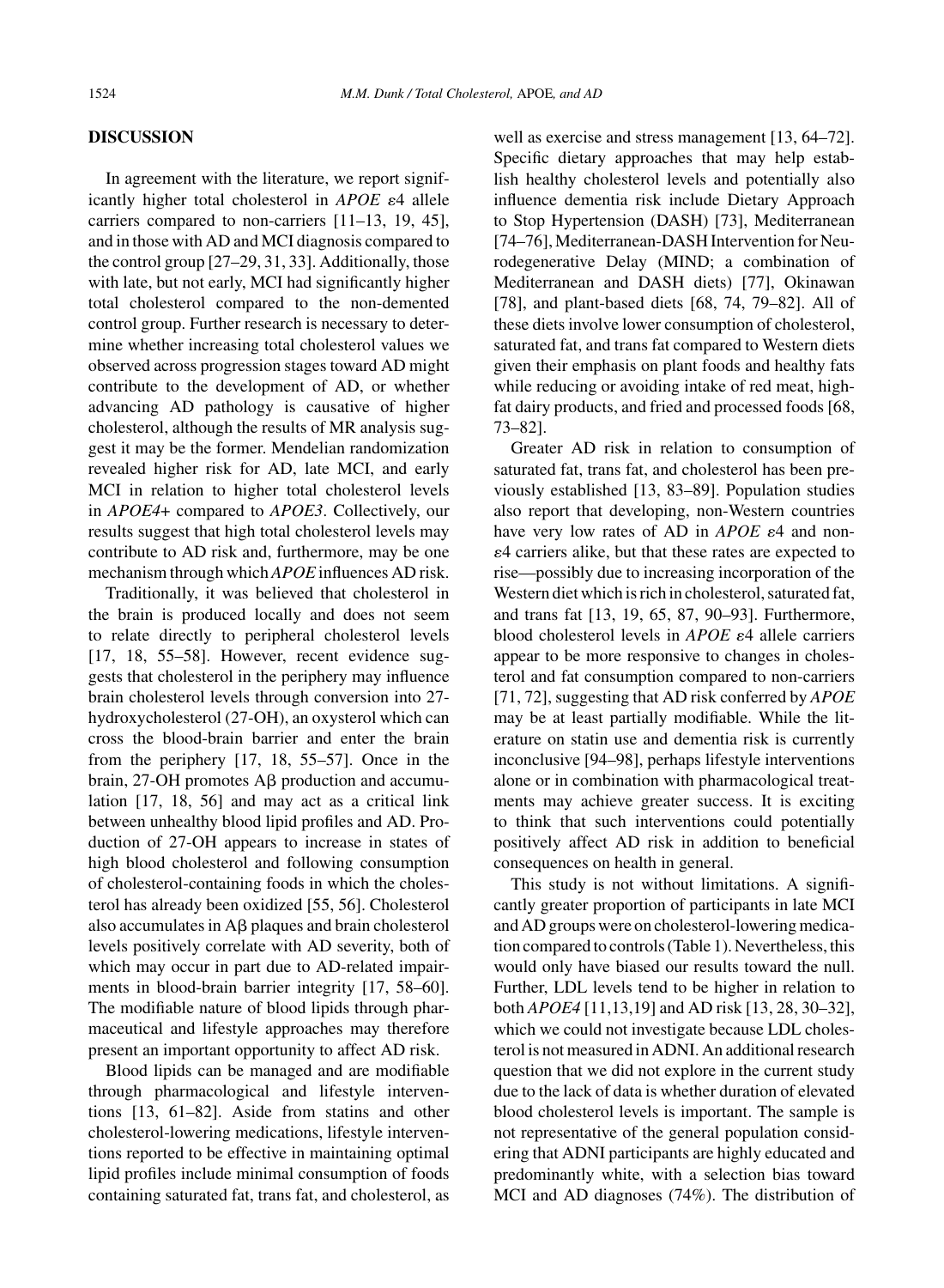## DISCUSSION

In agreement with the literature, we report significantly higher total cholesterol in *APOE* $\varepsilon$4 allele carriers compared to non-carriers [11–13, 19, 45], and in those with AD and MCI diagnosis compared to the control group [27–29, 31, 33]. Additionally, those with late, but not early, MCI had significantly higher total cholesterol compared to the non-demented control group. Further research is necessary to determine whether increasing total cholesterol values we observed across progression stages toward AD might contribute to the development of AD, or whether advancing AD pathology is causative of higher cholesterol, although the results of MR analysis suggest it may be the former. Mendelian randomization revealed higher risk for AD, late MCI, and early MCI in relation to higher total cholesterol levels in *APOE4*+ compared to *APOE3*. Collectively, our results suggest that high total cholesterol levels may contribute to AD risk and, furthermore, may be one mechanism through which *APOE* influences AD risk.

Traditionally, it was believed that cholesterol in the brain is produced locally and does not seem to relate directly to peripheral cholesterol levels [17, 18, 55–58]. However, recent evidence suggests that cholesterol in the periphery may influence brain cholesterol levels through conversion into 27-hydroxycholesterol (27-OH), an oxysterol which can cross the blood-brain barrier and enter the brain from the periphery [17, 18, 55–57]. Once in the brain, 27-OH promotes A$\beta$ production and accumulation [17, 18, 56] and may act as a critical link between unhealthy blood lipid profiles and AD. Production of 27-OH appears to increase in states of high blood cholesterol and following consumption of cholesterol-containing foods in which the cholesterol has already been oxidized [55, 56]. Cholesterol also accumulates in A$\beta$ plaques and brain cholesterol levels positively correlate with AD severity, both of which may occur in part due to AD-related impairments in blood-brain barrier integrity [17, 58–60]. The modifiable nature of blood lipids through pharmaceutical and lifestyle approaches may therefore present an important opportunity to affect AD risk.

Blood lipids can be managed and are modifiable through pharmacological and lifestyle interventions [13, 61–82]. Aside from statins and other cholesterol-lowering medications, lifestyle interventions reported to be effective in maintaining optimal lipid profiles include minimal consumption of foods containing saturated fat, trans fat, and cholesterol, as well as exercise and stress management [13, 64–72]. Specific dietary approaches that may help establish healthy cholesterol levels and potentially also influence dementia risk include Dietary Approach to Stop Hypertension (DASH) [73], Mediterranean [74–76], Mediterranean-DASH Intervention for Neurodegenerative Delay (MIND; a combination of Mediterranean and DASH diets) [77], Okinawan [78], and plant-based diets [68, 74, 79–82]. All of these diets involve lower consumption of cholesterol, saturated fat, and trans fat compared to Western diets given their emphasis on plant foods and healthy fats while reducing or avoiding intake of red meat, high-fat dairy products, and fried and processed foods [68, 73–82].

Greater AD risk in relation to consumption of saturated fat, trans fat, and cholesterol has been previously established [13, 83–89]. Population studies also report that developing, non-Western countries have very low rates of AD in *APOE* $\varepsilon$4 and non-$\varepsilon$4 carriers alike, but that these rates are expected to rise—possibly due to increasing incorporation of the Western diet which is rich in cholesterol, saturated fat, and trans fat [13, 19, 65, 87, 90–93]. Furthermore, blood cholesterol levels in *APOE* $\varepsilon$4 allele carriers appear to be more responsive to changes in cholesterol and fat consumption compared to non-carriers [71, 72], suggesting that AD risk conferred by *APOE* may be at least partially modifiable. While the literature on statin use and dementia risk is currently inconclusive [94–98], perhaps lifestyle interventions alone or in combination with pharmacological treatments may achieve greater success. It is exciting to think that such interventions could potentially positively affect AD risk in addition to beneficial consequences on health in general.

This study is not without limitations. A significantly greater proportion of participants in late MCI and AD groups were on cholesterol-lowering medication compared to controls (Table 1). Nevertheless, this would only have biased our results toward the null. Further, LDL levels tend to be higher in relation to both *APOE4* [11,13,19] and AD risk [13, 28, 30–32], which we could not investigate because LDL cholesterol is not measured in ADNI. An additional research question that we did not explore in the current study due to the lack of data is whether duration of elevated blood cholesterol levels is important. The sample is not representative of the general population considering that ADNI participants are highly educated and predominantly white, with a selection bias toward MCI and AD diagnoses (74%). The distribution of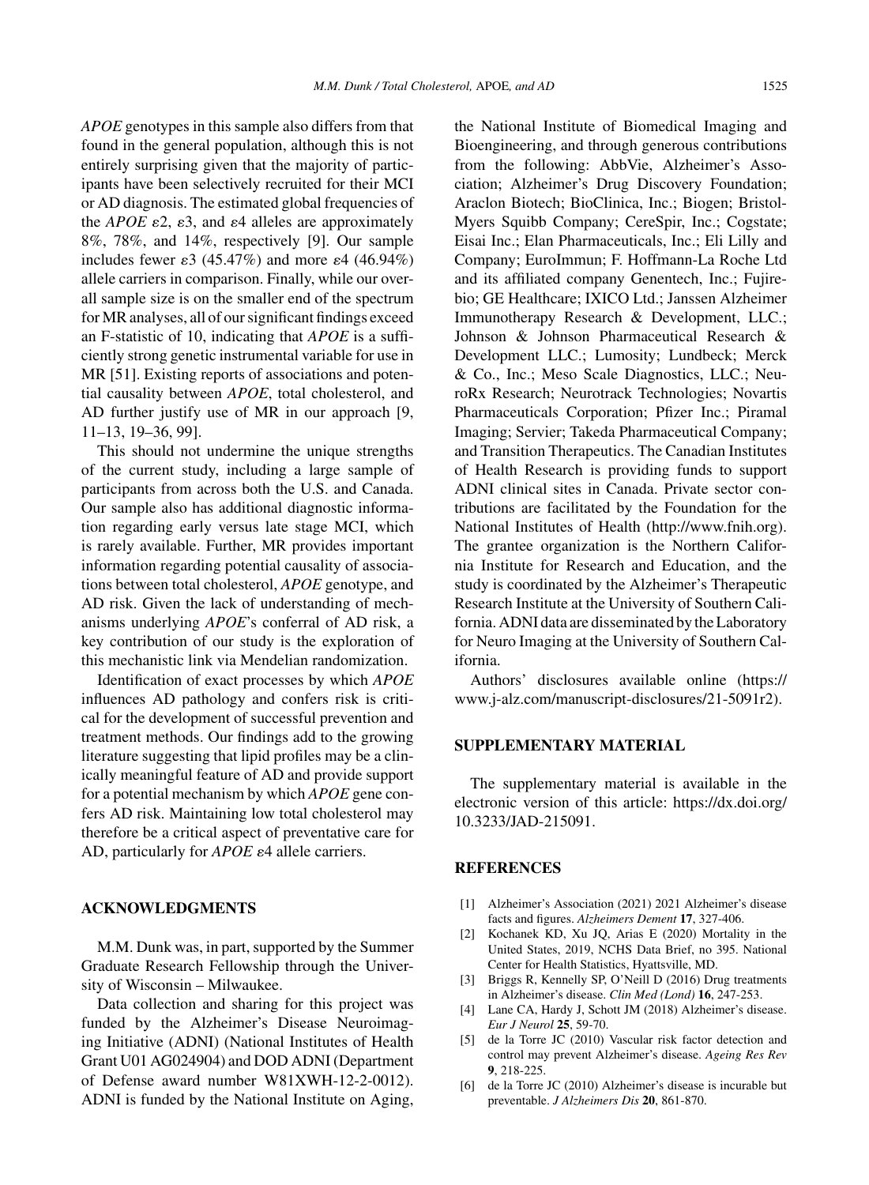*APOE* genotypes in this sample also differs from that found in the general population, although this is not entirely surprising given that the majority of participants have been selectively recruited for their MCI or AD diagnosis. The estimated global frequencies of the *APOE* $\varepsilon 2$, $\varepsilon 3$, and $\varepsilon 4$ alleles are approximately 8%, 78%, and 14%, respectively [9]. Our sample includes fewer $\varepsilon 3$ (45.47%) and more $\varepsilon 4$ (46.94%) allele carriers in comparison. Finally, while our overall sample size is on the smaller end of the spectrum for MR analyses, all of our significant findings exceed an F-statistic of 10, indicating that *APOE* is a sufficiently strong genetic instrumental variable for use in MR [51]. Existing reports of associations and potential causality between *APOE*, total cholesterol, and AD further justify use of MR in our approach [9, 11–13, 19–36, 99].

This should not undermine the unique strengths of the current study, including a large sample of participants from across both the U.S. and Canada. Our sample also has additional diagnostic information regarding early versus late stage MCI, which is rarely available. Further, MR provides important information regarding potential causality of associations between total cholesterol, *APOE* genotype, and AD risk. Given the lack of understanding of mechanisms underlying *APOE*'s conferral of AD risk, a key contribution of our study is the exploration of this mechanistic link via Mendelian randomization.

Identification of exact processes by which *APOE* influences AD pathology and confers risk is critical for the development of successful prevention and treatment methods. Our findings add to the growing literature suggesting that lipid profiles may be a clinically meaningful feature of AD and provide support for a potential mechanism by which *APOE* gene confers AD risk. Maintaining low total cholesterol may therefore be a critical aspect of preventative care for AD, particularly for *APOE* $\varepsilon 4$ allele carriers.

## ACKNOWLEDGMENTS

M.M. Dunk was, in part, supported by the Summer Graduate Research Fellowship through the University of Wisconsin – Milwaukee.

Data collection and sharing for this project was funded by the Alzheimer's Disease Neuroimaging Initiative (ADNI) (National Institutes of Health Grant U01 AG024904) and DOD ADNI (Department of Defense award number W81XWH-12-2-0012). ADNI is funded by the National Institute on Aging, the National Institute of Biomedical Imaging and Bioengineering, and through generous contributions from the following: AbbVie, Alzheimer's Association; Alzheimer's Drug Discovery Foundation; Araclon Biotech; BioClinica, Inc.; Biogen; Bristol-Myers Squibb Company; CereSpir, Inc.; Cogstate; Eisai Inc.; Elan Pharmaceuticals, Inc.; Eli Lilly and Company; EuroImmun; F. Hoffmann-La Roche Ltd and its affiliated company Genentech, Inc.; Fujirebio; GE Healthcare; IXICO Ltd.; Janssen Alzheimer Immunotherapy Research & Development, LLC.; Johnson & Johnson Pharmaceutical Research & Development LLC.; Lumosity; Lundbeck; Merck & Co., Inc.; Meso Scale Diagnostics, LLC.; NeuroRx Research; Neurotrack Technologies; Novartis Pharmaceuticals Corporation; Pfizer Inc.; Piramal Imaging; Servier; Takeda Pharmaceutical Company; and Transition Therapeutics. The Canadian Institutes of Health Research is providing funds to support ADNI clinical sites in Canada. Private sector contributions are facilitated by the Foundation for the National Institutes of Health (http://www.fnih.org). The grantee organization is the Northern California Institute for Research and Education, and the study is coordinated by the Alzheimer's Therapeutic Research Institute at the University of Southern California. ADNI data are disseminated by the Laboratory for Neuro Imaging at the University of Southern California.

Authors' disclosures available online (https://www.j-alz.com/manuscript-disclosures/21-5091r2).

## SUPPLEMENTARY MATERIAL

The supplementary material is available in the electronic version of this article: https://dx.doi.org/10.3233/JAD-215091.

## REFERENCES

- [1] Alzheimer's Association (2021) 2021 Alzheimer's disease facts and figures. *Alzheimers Dement* **17**, 327-406.
- [2] Kochanek KD, Xu JQ, Arias E (2020) Mortality in the United States, 2019, NCHS Data Brief, no 395. National Center for Health Statistics, Hyattsville, MD.
- [3] Briggs R, Kennelly SP, O'Neill D (2016) Drug treatments in Alzheimer's disease. *Clin Med (Lond)* **16**, 247-253.
- [4] Lane CA, Hardy J, Schott JM (2018) Alzheimer's disease. *Eur J Neurol* **25**, 59-70.
- [5] de la Torre JC (2010) Vascular risk factor detection and control may prevent Alzheimer's disease. *Ageing Res Rev* **9**, 218-225.
- [6] de la Torre JC (2010) Alzheimer's disease is incurable but preventable. *J Alzheimers Dis* **20**, 861-870.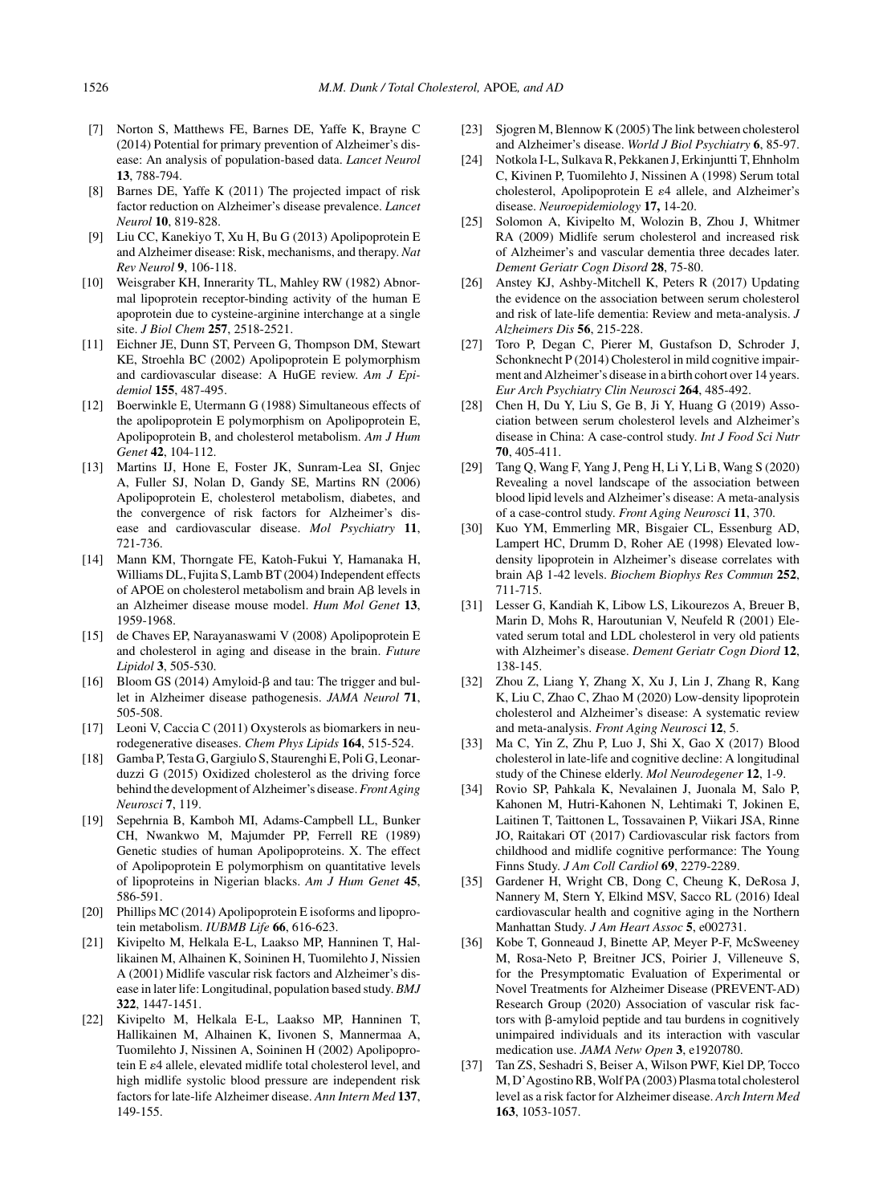[7] Norton S, Matthews FE, Barnes DE, Yaffe K, Brayne C (2014) Potential for primary prevention of Alzheimer's disease: An analysis of population-based data. *Lancet Neurol* **13**, 788-794.

[8] Barnes DE, Yaffe K (2011) The projected impact of risk factor reduction on Alzheimer's disease prevalence. *Lancet Neurol* **10**, 819-828.

[9] Liu CC, Kanekiyo T, Xu H, Bu G (2013) Apolipoprotein E and Alzheimer disease: Risk, mechanisms, and therapy. *Nat Rev Neurol* **9**, 106-118.

[10] Weisgraber KH, Innerarity TL, Mahley RW (1982) Abnormal lipoprotein receptor-binding activity of the human E apoprotein due to cysteine-arginine interchange at a single site. *J Biol Chem* **257**, 2518-2521.

[11] Eichner JE, Dunn ST, Perveen G, Thompson DM, Stewart KE, Stroehla BC (2002) Apolipoprotein E polymorphism and cardiovascular disease: A HuGE review. *Am J Epidemiol* **155**, 487-495.

[12] Boerwinkle E, Utermann G (1988) Simultaneous effects of the apolipoprotein E polymorphism on Apolipoprotein E, Apolipoprotein B, and cholesterol metabolism. *Am J Hum Genet* **42**, 104-112.

[13] Martins IJ, Hone E, Foster JK, Sunram-Lea SI, Gnjec A, Fuller SJ, Nolan D, Gandy SE, Martins RN (2006) Apolipoprotein E, cholesterol metabolism, diabetes, and the convergence of risk factors for Alzheimer's disease and cardiovascular disease. *Mol Psychiatry* **11**, 721-736.

[14] Mann KM, Thorngate FE, Katoh-Fukui Y, Hamanaka H, Williams DL, Fujita S, Lamb BT (2004) Independent effects of APOE on cholesterol metabolism and brain Aβ levels in an Alzheimer disease mouse model. *Hum Mol Genet* **13**, 1959-1968.

[15] de Chaves EP, Narayanaswami V (2008) Apolipoprotein E and cholesterol in aging and disease in the brain. *Future Lipidol* **3**, 505-530.

[16] Bloom GS (2014) Amyloid-β and tau: The trigger and bullet in Alzheimer disease pathogenesis. *JAMA Neurol* **71**, 505-508.

[17] Leoni V, Caccia C (2011) Oxysterols as biomarkers in neurodegenerative diseases. *Chem Phys Lipids* **164**, 515-524.

[18] Gamba P, Testa G, Gargiulo S, Staurenghi E, Poli G, Leonarduzzi G (2015) Oxidized cholesterol as the driving force behind the development of Alzheimer's disease. *Front Aging Neurosci* **7**, 119.

[19] Sepehrnia B, Kamboh MI, Adams-Campbell LL, Bunker CH, Nwankwo M, Majumder PP, Ferrell RE (1989) Genetic studies of human Apolipoproteins. X. The effect of Apolipoprotein E polymorphism on quantitative levels of lipoproteins in Nigerian blacks. *Am J Hum Genet* **45**, 586-591.

[20] Phillips MC (2014) Apolipoprotein E isoforms and lipoprotein metabolism. *IUBMB Life* **66**, 616-623.

[21] Kivipelto M, Helkala E-L, Laakso MP, Hanninen T, Hallikainen M, Alhainen K, Soininen H, Tuomilehto J, Nissien A (2001) Midlife vascular risk factors and Alzheimer's disease in later life: Longitudinal, population based study. *BMJ* **322**, 1447-1451.

[22] Kivipelto M, Helkala E-L, Laakso MP, Hanninen T, Hallikainen M, Alhainen K, Iivonen S, Mannermaa A, Tuomilehto J, Nissinen A, Soininen H (2002) Apolipoprotein E ε4 allele, elevated midlife total cholesterol level, and high midlife systolic blood pressure are independent risk factors for late-life Alzheimer disease. *Ann Intern Med* **137**, 149-155.

[23] Sjogren M, Blennow K (2005) The link between cholesterol and Alzheimer's disease. *World J Biol Psychiatry* **6**, 85-97.

[24] Notkola I-L, Sulkava R, Pekkanen J, Erkinjuntti T, Ehnholm C, Kivinen P, Tuomilehto J, Nissinen A (1998) Serum total cholesterol, Apolipoprotein E ε4 allele, and Alzheimer's disease. *Neuroepidemiology* **17,** 14-20.

[25] Solomon A, Kivipelto M, Wolozin B, Zhou J, Whitmer RA (2009) Midlife serum cholesterol and increased risk of Alzheimer's and vascular dementia three decades later. *Dement Geriatr Cogn Disord* **28**, 75-80.

[26] Anstey KJ, Ashby-Mitchell K, Peters R (2017) Updating the evidence on the association between serum cholesterol and risk of late-life dementia: Review and meta-analysis. *J Alzheimers Dis* **56**, 215-228.

[27] Toro P, Degan C, Pierer M, Gustafson D, Schroder J, Schonknecht P (2014) Cholesterol in mild cognitive impairment and Alzheimer's disease in a birth cohort over 14 years. *Eur Arch Psychiatry Clin Neurosci* **264**, 485-492.

[28] Chen H, Du Y, Liu S, Ge B, Ji Y, Huang G (2019) Association between serum cholesterol levels and Alzheimer's disease in China: A case-control study. *Int J Food Sci Nutr* **70**, 405-411.

[29] Tang Q, Wang F, Yang J, Peng H, Li Y, Li B, Wang S (2020) Revealing a novel landscape of the association between blood lipid levels and Alzheimer's disease: A meta-analysis of a case-control study. *Front Aging Neurosci* **11**, 370.

[30] Kuo YM, Emmerling MR, Bisgaier CL, Essenburg AD, Lampert HC, Drumm D, Roher AE (1998) Elevated low-density lipoprotein in Alzheimer's disease correlates with brain Aβ 1-42 levels. *Biochem Biophys Res Commun* **252**, 711-715.

[31] Lesser G, Kandiah K, Libow LS, Likourezos A, Breuer B, Marin D, Mohs R, Haroutunian V, Neufeld R (2001) Elevated serum total and LDL cholesterol in very old patients with Alzheimer's disease. *Dement Geriatr Cogn Diord* **12**, 138-145.

[32] Zhou Z, Liang Y, Zhang X, Xu J, Lin J, Zhang R, Kang K, Liu C, Zhao C, Zhao M (2020) Low-density lipoprotein cholesterol and Alzheimer's disease: A systematic review and meta-analysis. *Front Aging Neurosci* **12**, 5.

[33] Ma C, Yin Z, Zhu P, Luo J, Shi X, Gao X (2017) Blood cholesterol in late-life and cognitive decline: A longitudinal study of the Chinese elderly. *Mol Neurodegener* **12**, 1-9.

[34] Rovio SP, Pahkala K, Nevalainen J, Juonala M, Salo P, Kahonen M, Hutri-Kahonen N, Lehtimaki T, Jokinen E, Laitinen T, Taittonen L, Tossavainen P, Viikari JSA, Rinne JO, Raitakari OT (2017) Cardiovascular risk factors from childhood and midlife cognitive performance: The Young Finns Study. *J Am Coll Cardiol* **69**, 2279-2289.

[35] Gardener H, Wright CB, Dong C, Cheung K, DeRosa J, Nannery M, Stern Y, Elkind MSV, Sacco RL (2016) Ideal cardiovascular health and cognitive aging in the Northern Manhattan Study. *J Am Heart Assoc* **5**, e002731.

[36] Kobe T, Gonneaud J, Binette AP, Meyer P-F, McSweeney M, Rosa-Neto P, Breitner JCS, Poirier J, Villeneuve S, for the Presymptomatic Evaluation of Experimental or Novel Treatments for Alzheimer Disease (PREVENT-AD) Research Group (2020) Association of vascular risk factors with β-amyloid peptide and tau burdens in cognitively unimpaired individuals and its interaction with vascular medication use. *JAMA Netw Open* **3**, e1920780.

[37] Tan ZS, Seshadri S, Beiser A, Wilson PWF, Kiel DP, Tocco M, D'Agostino RB, Wolf PA (2003) Plasma total cholesterol level as a risk factor for Alzheimer disease. *Arch Intern Med* **163**, 1053-1057.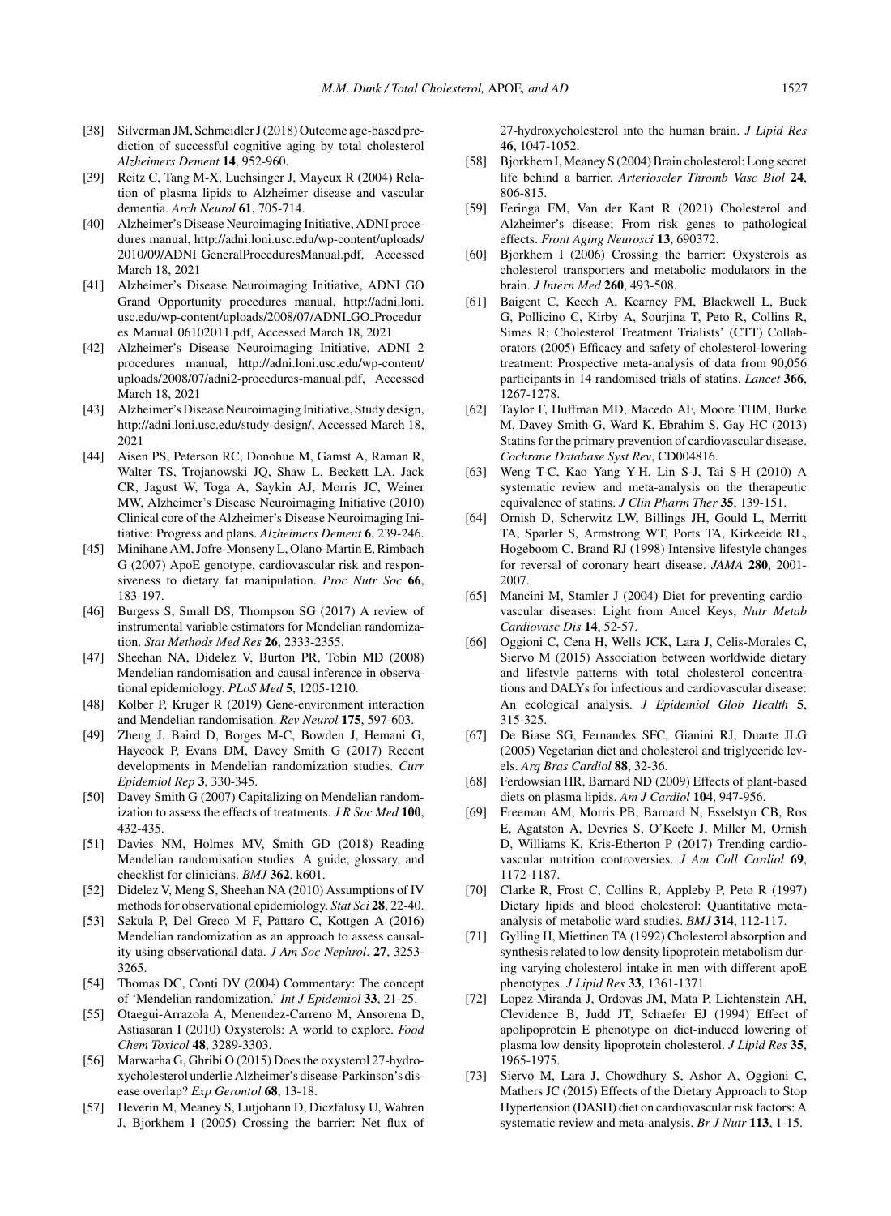[38] Silverman JM, Schmeidler J (2018) Outcome age-based prediction of successful cognitive aging by total cholesterol *Alzheimers Dement* **14**, 952-960.

[39] Reitz C, Tang M-X, Luchsinger J, Mayeux R (2004) Relation of plasma lipids to Alzheimer disease and vascular dementia. *Arch Neurol* **61**, 705-714.

[40] Alzheimer's Disease Neuroimaging Initiative, ADNI procedures manual, http://adni.loni.usc.edu/wp-content/uploads/2010/09/ADNI_GeneralProceduresManual.pdf, Accessed March 18, 2021

[41] Alzheimer's Disease Neuroimaging Initiative, ADNI GO Grand Opportunity procedures manual, http://adni.loni.usc.edu/wp-content/uploads/2008/07/ADNI_GO_Procedures_Manual_06102011.pdf, Accessed March 18, 2021

[42] Alzheimer's Disease Neuroimaging Initiative, ADNI 2 procedures manual, http://adni.loni.usc.edu/wp-content/uploads/2008/07/adni2-procedures-manual.pdf, Accessed March 18, 2021

[43] Alzheimer's Disease Neuroimaging Initiative, Study design, http://adni.loni.usc.edu/study-design/, Accessed March 18, 2021

[44] Aisen PS, Peterson RC, Donohue M, Gamst A, Raman R, Walter TS, Trojanowski JQ, Shaw L, Beckett LA, Jack CR, Jagust W, Toga A, Saykin AJ, Morris JC, Weiner MW, Alzheimer's Disease Neuroimaging Initiative (2010) Clinical core of the Alzheimer's Disease Neuroimaging Initiative: Progress and plans. *Alzheimers Dement* **6**, 239-246.

[45] Minihane AM, Jofre-Monseny L, Olano-Martin E, Rimbach G (2007) ApoE genotype, cardiovascular risk and responsiveness to dietary fat manipulation. *Proc Nutr Soc* **66**, 183-197.

[46] Burgess S, Small DS, Thompson SG (2017) A review of instrumental variable estimators for Mendelian randomization. *Stat Methods Med Res* **26**, 2333-2355.

[47] Sheehan NA, Didelez V, Burton PR, Tobin MD (2008) Mendelian randomisation and causal inference in observational epidemiology. *PLoS Med* **5**, 1205-1210.

[48] Kolber P, Kruger R (2019) Gene-environment interaction and Mendelian randomisation. *Rev Neurol* **175**, 597-603.

[49] Zheng J, Baird D, Borges M-C, Bowden J, Hemani G, Haycock P, Evans DM, Davey Smith G (2017) Recent developments in Mendelian randomization studies. *Curr Epidemiol Rep* **3**, 330-345.

[50] Davey Smith G (2007) Capitalizing on Mendelian randomization to assess the effects of treatments. *J R Soc Med* **100**, 432-435.

[51] Davies NM, Holmes MV, Smith GD (2018) Reading Mendelian randomisation studies: A guide, glossary, and checklist for clinicians. *BMJ* **362**, k601.

[52] Didelez V, Meng S, Sheehan NA (2010) Assumptions of IV methods for observational epidemiology. *Stat Sci* **28**, 22-40.

[53] Sekula P, Del Greco M F, Pattaro C, Kottgen A (2016) Mendelian randomization as an approach to assess causality using observational data. *J Am Soc Nephrol*. **27**, 3253-3265.

[54] Thomas DC, Conti DV (2004) Commentary: The concept of 'Mendelian randomization.' *Int J Epidemiol* **33**, 21-25.

[55] Otaegui-Arrazola A, Menendez-Carreno M, Ansorena D, Astiasaran I (2010) Oxysterols: A world to explore. *Food Chem Toxicol* **48**, 3289-3303.

[56] Marwarha G, Ghribi O (2015) Does the oxysterol 27-hydroxycholesterol underlie Alzheimer's disease-Parkinson's disease overlap? *Exp Gerontol* **68**, 13-18.

[57] Heverin M, Meaney S, Lutjohann D, Diczfalusy U, Wahren J, Bjorkhem I (2005) Crossing the barrier: Net flux of 27-hydroxycholesterol into the human brain. *J Lipid Res* **46**, 1047-1052.

[58] Bjorkhem I, Meaney S (2004) Brain cholesterol: Long secret life behind a barrier. *Arterioscler Thromb Vasc Biol* **24**, 806-815.

[59] Feringa FM, Van der Kant R (2021) Cholesterol and Alzheimer's disease; From risk genes to pathological effects. *Front Aging Neurosci* **13**, 690372.

[60] Bjorkhem I (2006) Crossing the barrier: Oxysterols as cholesterol transporters and metabolic modulators in the brain. *J Intern Med* **260**, 493-508.

[61] Baigent C, Keech A, Kearney PM, Blackwell L, Buck G, Pollicino C, Kirby A, Sourjina T, Peto R, Collins R, Simes R; Cholesterol Treatment Trialists' (CTT) Collaborators (2005) Efficacy and safety of cholesterol-lowering treatment: Prospective meta-analysis of data from 90,056 participants in 14 randomised trials of statins. *Lancet* **366**, 1267-1278.

[62] Taylor F, Huffman MD, Macedo AF, Moore THM, Burke M, Davey Smith G, Ward K, Ebrahim S, Gay HC (2013) Statins for the primary prevention of cardiovascular disease. *Cochrane Database Syst Rev*, CD004816.

[63] Weng T-C, Kao Yang Y-H, Lin S-J, Tai S-H (2010) A systematic review and meta-analysis on the therapeutic equivalence of statins. *J Clin Pharm Ther* **35**, 139-151.

[64] Ornish D, Scherwitz LW, Billings JH, Gould L, Merritt TA, Sparler S, Armstrong WT, Ports TA, Kirkeeide RL, Hogeboom C, Brand RJ (1998) Intensive lifestyle changes for reversal of coronary heart disease. *JAMA* **280**, 2001-2007.

[65] Mancini M, Stamler J (2004) Diet for preventing cardiovascular diseases: Light from Ancel Keys, *Nutr Metab Cardiovasc Dis* **14**, 52-57.

[66] Oggioni C, Cena H, Wells JCK, Lara J, Celis-Morales C, Siervo M (2015) Association between worldwide dietary and lifestyle patterns with total cholesterol concentrations and DALYs for infectious and cardiovascular disease: An ecological analysis. *J Epidemiol Glob Health* **5**, 315-325.

[67] De Biase SG, Fernandes SFC, Gianini RJ, Duarte JLG (2005) Vegetarian diet and cholesterol and triglyceride levels. *Arq Bras Cardiol* **88**, 32-36.

[68] Ferdowsian HR, Barnard ND (2009) Effects of plant-based diets on plasma lipids. *Am J Cardiol* **104**, 947-956.

[69] Freeman AM, Morris PB, Barnard N, Esselstyn CB, Ros E, Agatston A, Devries S, O'Keefe J, Miller M, Ornish D, Williams K, Kris-Etherton P (2017) Trending cardiovascular nutrition controversies. *J Am Coll Cardiol* **69**, 1172-1187.

[70] Clarke R, Frost C, Collins R, Appleby P, Peto R (1997) Dietary lipids and blood cholesterol: Quantitative meta-analysis of metabolic ward studies. *BMJ* **314**, 112-117.

[71] Gylling H, Miettinen TA (1992) Cholesterol absorption and synthesis related to low density lipoprotein metabolism during varying cholesterol intake in men with different apoE phenotypes. *J Lipid Res* **33**, 1361-1371.

[72] Lopez-Miranda J, Ordovas JM, Mata P, Lichtenstein AH, Clevidence B, Judd JT, Schaefer EJ (1994) Effect of apolipoprotein E phenotype on diet-induced lowering of plasma low density lipoprotein cholesterol. *J Lipid Res* **35**, 1965-1975.

[73] Siervo M, Lara J, Chowdhury S, Ashor A, Oggioni C, Mathers JC (2015) Effects of the Dietary Approach to Stop Hypertension (DASH) diet on cardiovascular risk factors: A systematic review and meta-analysis. *Br J Nutr* **113**, 1-15.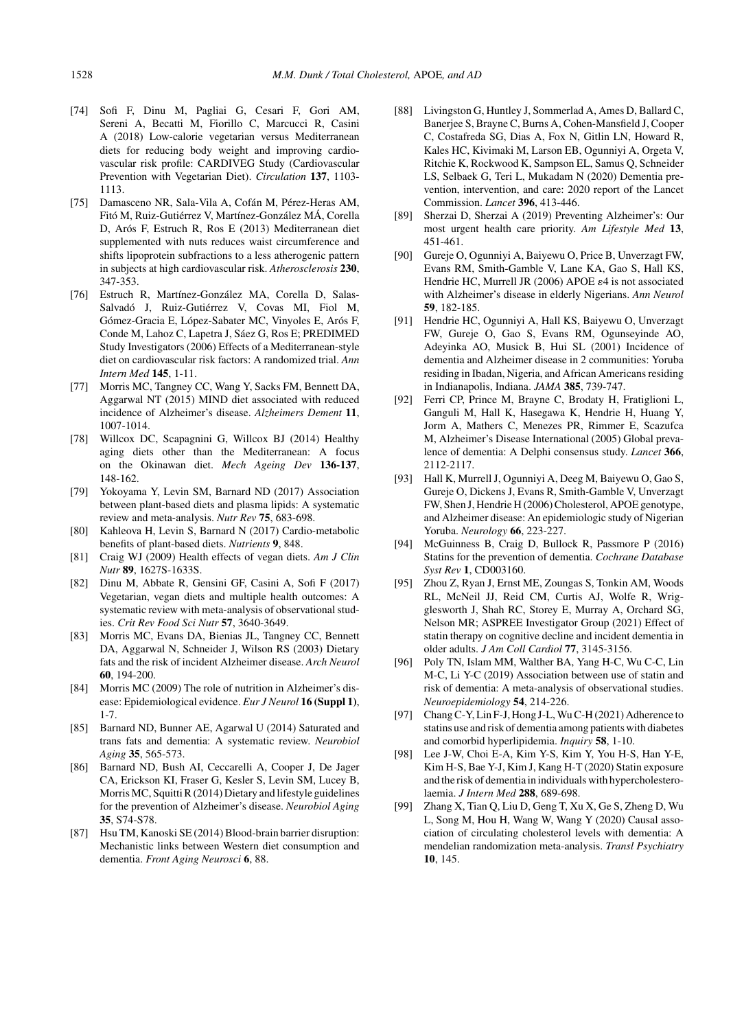[74] Sofi F, Dinu M, Pagliai G, Cesari F, Gori AM, Sereni A, Becatti M, Fiorillo C, Marcucci R, Casini A (2018) Low-calorie vegetarian versus Mediterranean diets for reducing body weight and improving cardiovascular risk profile: CARDIVEG Study (Cardiovascular Prevention with Vegetarian Diet). *Circulation* **137**, 1103-1113.

[75] Damasceno NR, Sala-Vila A, Cofán M, Pérez-Heras AM, Fitó M, Ruiz-Gutiérrez V, Martínez-González MÁ, Corella D, Arós F, Estruch R, Ros E (2013) Mediterranean diet supplemented with nuts reduces waist circumference and shifts lipoprotein subfractions to a less atherogenic pattern in subjects at high cardiovascular risk. *Atherosclerosis* **230**, 347-353.

[76] Estruch R, Martínez-González MA, Corella D, Salas-Salvadó J, Ruiz-Gutiérrez V, Covas MI, Fiol M, Gómez-Gracia E, López-Sabater MC, Vinyoles E, Arós F, Conde M, Lahoz C, Lapetra J, Sáez G, Ros E; PREDIMED Study Investigators (2006) Effects of a Mediterranean-style diet on cardiovascular risk factors: A randomized trial. *Ann Intern Med* **145**, 1-11.

[77] Morris MC, Tangney CC, Wang Y, Sacks FM, Bennett DA, Aggarwal NT (2015) MIND diet associated with reduced incidence of Alzheimer's disease. *Alzheimers Dement* **11**, 1007-1014.

[78] Willcox DC, Scapagnini G, Willcox BJ (2014) Healthy aging diets other than the Mediterranean: A focus on the Okinawan diet. *Mech Ageing Dev* **136-137**, 148-162.

[79] Yokoyama Y, Levin SM, Barnard ND (2017) Association between plant-based diets and plasma lipids: A systematic review and meta-analysis. *Nutr Rev* **75**, 683-698.

[80] Kahleova H, Levin S, Barnard N (2017) Cardio-metabolic benefits of plant-based diets. *Nutrients* **9**, 848.

[81] Craig WJ (2009) Health effects of vegan diets. *Am J Clin Nutr* **89**, 1627S-1633S.

[82] Dinu M, Abbate R, Gensini GF, Casini A, Sofi F (2017) Vegetarian, vegan diets and multiple health outcomes: A systematic review with meta-analysis of observational studies. *Crit Rev Food Sci Nutr* **57**, 3640-3649.

[83] Morris MC, Evans DA, Bienias JL, Tangney CC, Bennett DA, Aggarwal N, Schneider J, Wilson RS (2003) Dietary fats and the risk of incident Alzheimer disease. *Arch Neurol* **60**, 194-200.

[84] Morris MC (2009) The role of nutrition in Alzheimer's disease: Epidemiological evidence. *Eur J Neurol* **16 (Suppl 1)**, 1-7.

[85] Barnard ND, Bunner AE, Agarwal U (2014) Saturated and trans fats and dementia: A systematic review. *Neurobiol Aging* **35**, 565-573.

[86] Barnard ND, Bush AI, Ceccarelli A, Cooper J, De Jager CA, Erickson KI, Fraser G, Kesler S, Levin SM, Lucey B, Morris MC, Squitti R (2014) Dietary and lifestyle guidelines for the prevention of Alzheimer's disease. *Neurobiol Aging* **35**, S74-S78.

[87] Hsu TM, Kanoski SE (2014) Blood-brain barrier disruption: Mechanistic links between Western diet consumption and dementia. *Front Aging Neurosci* **6**, 88.

[88] Livingston G, Huntley J, Sommerlad A, Ames D, Ballard C, Banerjee S, Brayne C, Burns A, Cohen-Mansfield J, Cooper C, Costafreda SG, Dias A, Fox N, Gitlin LN, Howard R, Kales HC, Kivimaki M, Larson EB, Ogunniyi A, Orgeta V, Ritchie K, Rockwood K, Sampson EL, Samus Q, Schneider LS, Selbaek G, Teri L, Mukadam N (2020) Dementia prevention, intervention, and care: 2020 report of the Lancet Commission. *Lancet* **396**, 413-446.

[89] Sherzai D, Sherzai A (2019) Preventing Alzheimer's: Our most urgent health care priority. *Am Lifestyle Med* **13**, 451-461.

[90] Gureje O, Ogunniyi A, Baiyewu O, Price B, Unverzagt FW, Evans RM, Smith-Gamble V, Lane KA, Gao S, Hall KS, Hendrie HC, Murrell JR (2006) APOE ε4 is not associated with Alzheimer's disease in elderly Nigerians. *Ann Neurol* **59**, 182-185.

[91] Hendrie HC, Ogunniyi A, Hall KS, Baiyewu O, Unverzagt FW, Gureje O, Gao S, Evans RM, Ogunseyinde AO, Adeyinka AO, Musick B, Hui SL (2001) Incidence of dementia and Alzheimer disease in 2 communities: Yoruba residing in Ibadan, Nigeria, and African Americans residing in Indianapolis, Indiana. *JAMA* **385**, 739-747.

[92] Ferri CP, Prince M, Brayne C, Brodaty H, Fratiglioni L, Ganguli M, Hall K, Hasegawa K, Hendrie H, Huang Y, Jorm A, Mathers C, Menezes PR, Rimmer E, Scazufca M, Alzheimer's Disease International (2005) Global prevalence of dementia: A Delphi consensus study. *Lancet* **366**, 2112-2117.

[93] Hall K, Murrell J, Ogunniyi A, Deeg M, Baiyewu O, Gao S, Gureje O, Dickens J, Evans R, Smith-Gamble V, Unverzagt FW, Shen J, Hendrie H (2006) Cholesterol, APOE genotype, and Alzheimer disease: An epidemiologic study of Nigerian Yoruba. *Neurology* **66**, 223-227.

[94] McGuinness B, Craig D, Bullock R, Passmore P (2016) Statins for the prevention of dementia. *Cochrane Database Syst Rev* **1**, CD003160.

[95] Zhou Z, Ryan J, Ernst ME, Zoungas S, Tonkin AM, Woods RL, McNeil JJ, Reid CM, Curtis AJ, Wolfe R, Wrigglesworth J, Shah RC, Storey E, Murray A, Orchard SG, Nelson MR; ASPREE Investigator Group (2021) Effect of statin therapy on cognitive decline and incident dementia in older adults. *J Am Coll Cardiol* **77**, 3145-3156.

[96] Poly TN, Islam MM, Walther BA, Yang H-C, Wu C-C, Lin M-C, Li Y-C (2019) Association between use of statin and risk of dementia: A meta-analysis of observational studies. *Neuroepidemiology* **54**, 214-226.

[97] Chang C-Y, Lin F-J, Hong J-L, Wu C-H (2021) Adherence to statins use and risk of dementia among patients with diabetes and comorbid hyperlipidemia. *Inquiry* **58**, 1-10.

[98] Lee J-W, Choi E-A, Kim Y-S, Kim Y, You H-S, Han Y-E, Kim H-S, Bae Y-J, Kim J, Kang H-T (2020) Statin exposure and the risk of dementia in individuals with hypercholesterolaemia. *J Intern Med* **288**, 689-698.

[99] Zhang X, Tian Q, Liu D, Geng T, Xu X, Ge S, Zheng D, Wu L, Song M, Hou H, Wang W, Wang Y (2020) Causal association of circulating cholesterol levels with dementia: A mendelian randomization meta-analysis. *Transl Psychiatry* **10**, 145.